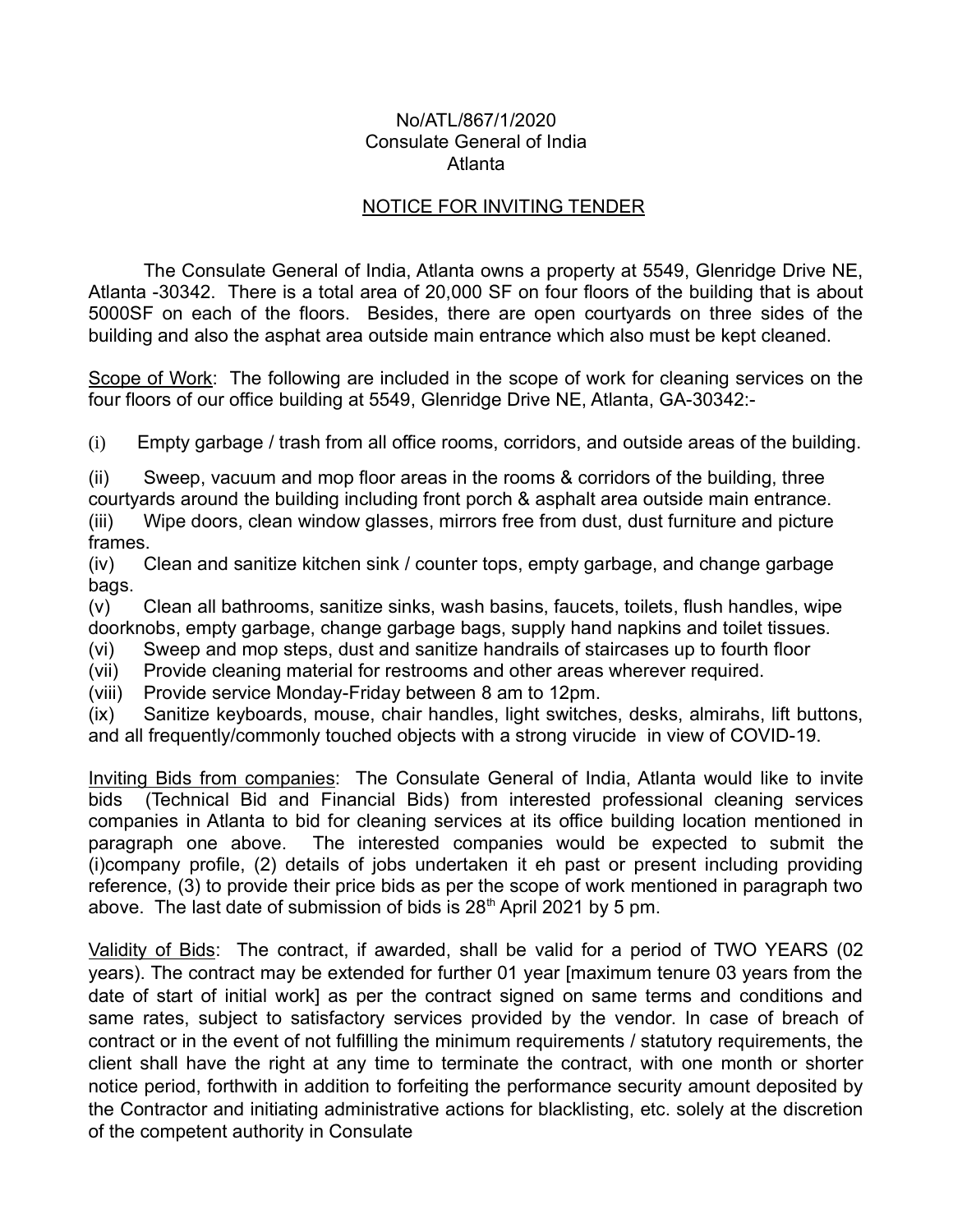No/ATL/867/1/2020
Consulate General of India
Atlanta

## NOTICE FOR INVITING TENDER

The Consulate General of India, Atlanta owns a property at 5549, Glenridge Drive NE, Atlanta -30342. There is a total area of 20,000 SF on four floors of the building that is about 5000SF on each of the floors. Besides, there are open courtyards on three sides of the building and also the asphat area outside main entrance which also must be kept cleaned.

Scope of Work: The following are included in the scope of work for cleaning services on the four floors of our office building at 5549, Glenridge Drive NE, Atlanta, GA-30342:-

(i) Empty garbage / trash from all office rooms, corridors, and outside areas of the building.

(ii) Sweep, vacuum and mop floor areas in the rooms & corridors of the building, three courtyards around the building including front porch & asphalt area outside main entrance.

(iii) Wipe doors, clean window glasses, mirrors free from dust, dust furniture and picture frames.

(iv) Clean and sanitize kitchen sink / counter tops, empty garbage, and change garbage bags.

(v) Clean all bathrooms, sanitize sinks, wash basins, faucets, toilets, flush handles, wipe doorknobs, empty garbage, change garbage bags, supply hand napkins and toilet tissues.

(vi) Sweep and mop steps, dust and sanitize handrails of staircases up to fourth floor

(vii) Provide cleaning material for restrooms and other areas wherever required.

(viii) Provide service Monday-Friday between 8 am to 12pm.

(ix) Sanitize keyboards, mouse, chair handles, light switches, desks, almirahs, lift buttons, and all frequently/commonly touched objects with a strong virucide in view of COVID-19.

Inviting Bids from companies: The Consulate General of India, Atlanta would like to invite bids (Technical Bid and Financial Bids) from interested professional cleaning services companies in Atlanta to bid for cleaning services at its office building location mentioned in paragraph one above. The interested companies would be expected to submit the (i)company profile, (2) details of jobs undertaken it eh past or present including providing reference, (3) to provide their price bids as per the scope of work mentioned in paragraph two above. The last date of submission of bids is 28th April 2021 by 5 pm.

Validity of Bids: The contract, if awarded, shall be valid for a period of TWO YEARS (02 years). The contract may be extended for further 01 year [maximum tenure 03 years from the date of start of initial work] as per the contract signed on same terms and conditions and same rates, subject to satisfactory services provided by the vendor. In case of breach of contract or in the event of not fulfilling the minimum requirements / statutory requirements, the client shall have the right at any time to terminate the contract, with one month or shorter notice period, forthwith in addition to forfeiting the performance security amount deposited by the Contractor and initiating administrative actions for blacklisting, etc. solely at the discretion of the competent authority in Consulate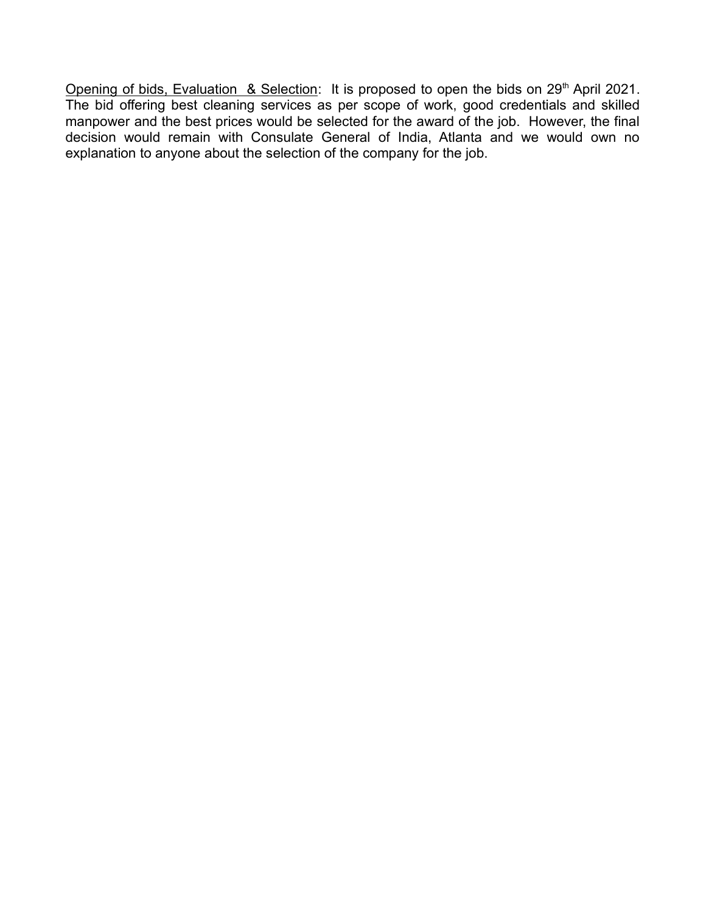<u>Opening of bids, Evaluation & Selection</u>: It is proposed to open the bids on 29th April 2021. The bid offering best cleaning services as per scope of work, good credentials and skilled manpower and the best prices would be selected for the award of the job. However, the final decision would remain with Consulate General of India, Atlanta and we would own no explanation to anyone about the selection of the company for the job.